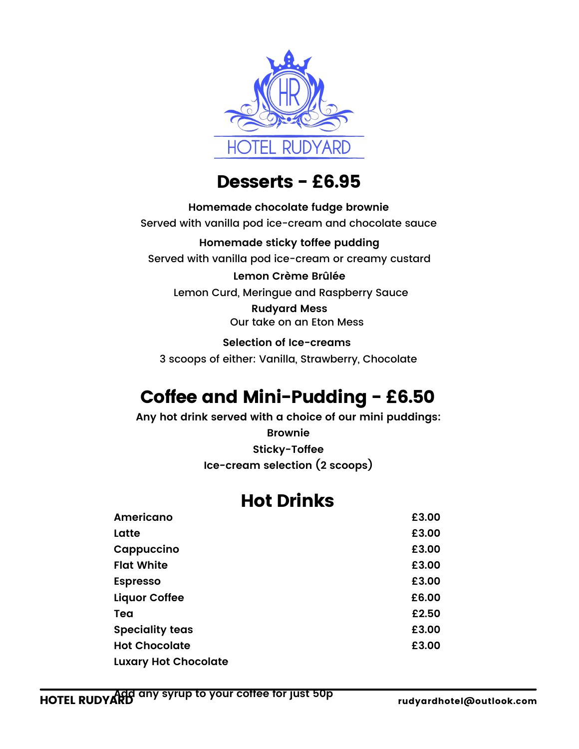HOTEL RUDYARD

# Desserts - £6.95

**Homemade chocolate fudge brownie**
Served with vanilla pod ice-cream and chocolate sauce

**Homemade sticky toffee pudding**
Served with vanilla pod ice-cream or creamy custard

**Lemon Crème Brûlée**
Lemon Curd, Meringue and Raspberry Sauce

**Rudyard Mess**
Our take on an Eton Mess

**Selection of Ice-creams**
3 scoops of either: Vanilla, Strawberry, Chocolate

# Coffee and Mini-Pudding - £6.50

**Any hot drink served with a choice of our mini puddings:**

**Brownie**

**Sticky-Toffee**

**Ice-cream selection (2 scoops)**

# Hot Drinks

| | |
|---|---|
| **Americano** | **£3.00** |
| **Latte** | **£3.00** |
| **Cappuccino** | **£3.00** |
| **Flat White** | **£3.00** |
| **Espresso** | **£3.00** |
| **Liquor Coffee** | **£6.00** |
| **Tea** | **£2.50** |
| **Speciality teas** | **£3.00** |
| **Hot Chocolate** | **£3.00** |
| **Luxary Hot Chocolate** | |

**Add any syrup to your coffee for just 50p**

**HOTEL RUDYARD** **rudyardhotel@outlook.com**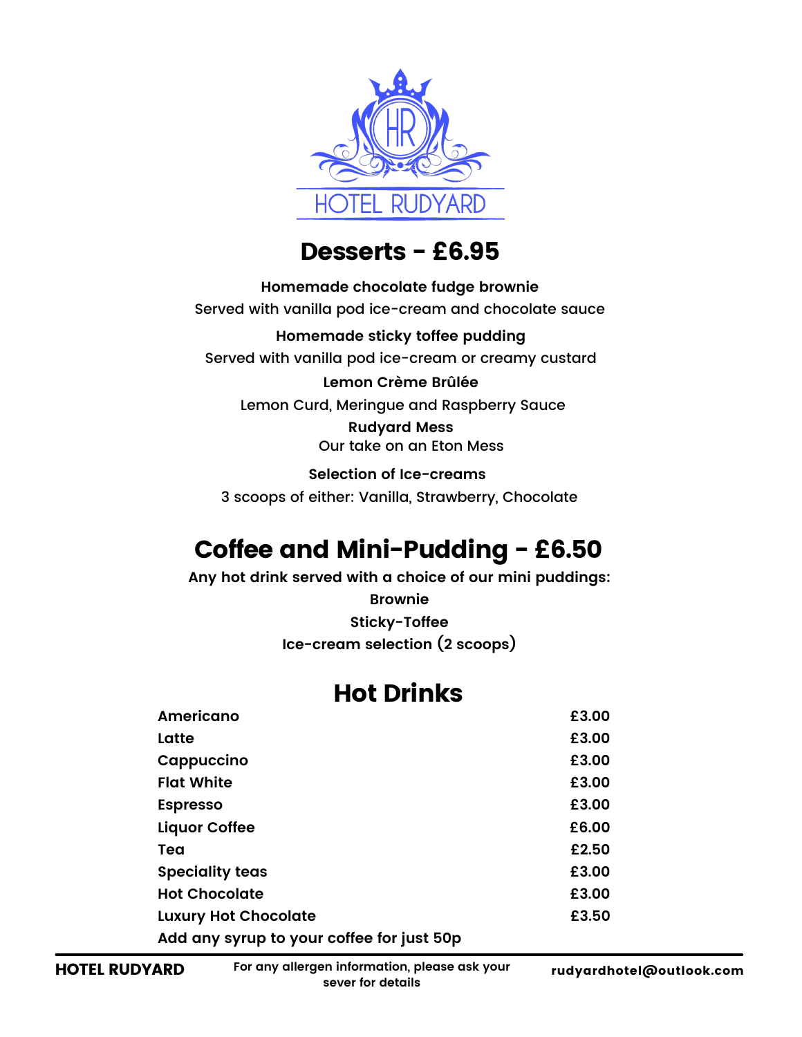HOTEL RUDYARD

## Desserts - £6.95

**Homemade chocolate fudge brownie**
Served with vanilla pod ice-cream and chocolate sauce

**Homemade sticky toffee pudding**
Served with vanilla pod ice-cream or creamy custard

**Lemon Crème Brûlée**
Lemon Curd, Meringue and Raspberry Sauce

**Rudyard Mess**
Our take on an Eton Mess

**Selection of Ice-creams**
3 scoops of either: Vanilla, Strawberry, Chocolate

## Coffee and Mini-Pudding - £6.50

**Any hot drink served with a choice of our mini puddings:**

**Brownie**

**Sticky-Toffee**

**Ice-cream selection (2 scoops)**

## Hot Drinks

| | |
|---|---|
| **Americano** | **£3.00** |
| **Latte** | **£3.00** |
| **Cappuccino** | **£3.00** |
| **Flat White** | **£3.00** |
| **Espresso** | **£3.00** |
| **Liquor Coffee** | **£6.00** |
| **Tea** | **£2.50** |
| **Speciality teas** | **£3.00** |
| **Hot Chocolate** | **£3.00** |
| **Luxury Hot Chocolate** | **£3.50** |

**Add any syrup to your coffee for just 50p**

**HOTEL RUDYARD**

**For any allergen information, please ask your sever for details**

**rudyardhotel@outlook.com**